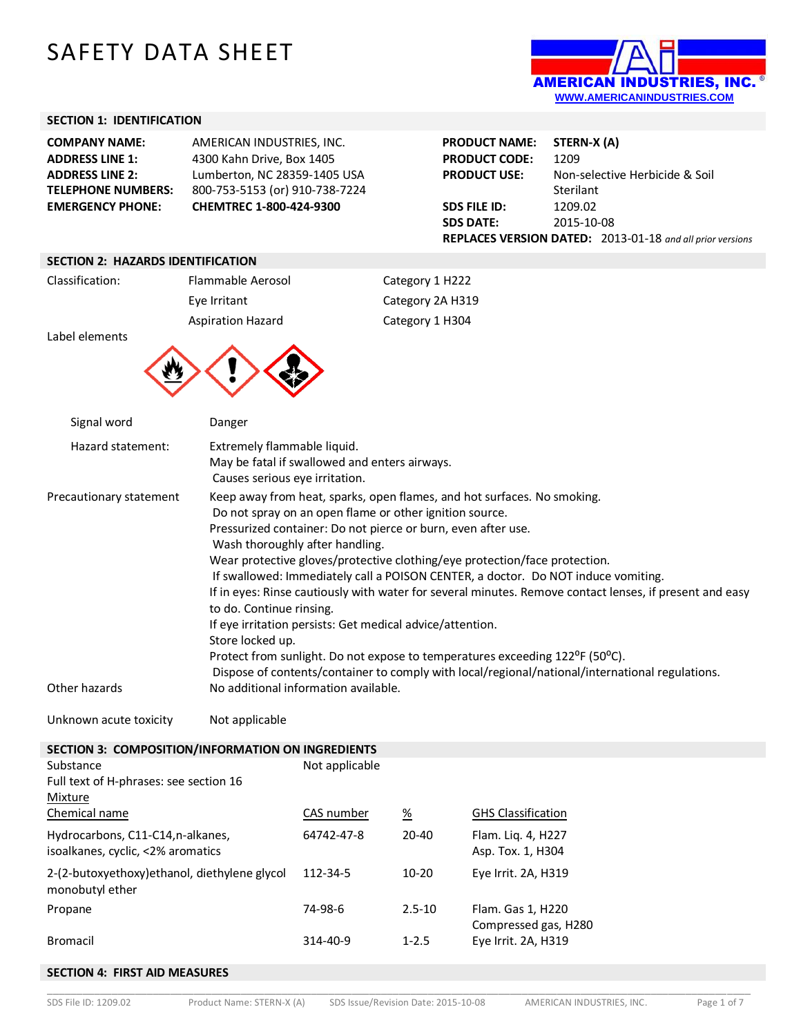# SAFETY DATA SHEET

AMERICAN INDUSTRIES, INC.®
WWW.AMERICANINDUSTRIES.COM

## SECTION 1: IDENTIFICATION

| | |
|---|---|
| **COMPANY NAME:** | AMERICAN INDUSTRIES, INC. |
| **ADDRESS LINE 1:** | 4300 Kahn Drive, Box 1405 |
| **ADDRESS LINE 2:** | Lumberton, NC 28359-1405 USA |
| **TELEPHONE NUMBERS:** | 800-753-5153 (or) 910-738-7224 |
| **EMERGENCY PHONE:** | **CHEMTREC 1-800-424-9300** |

| | |
|---|---|
| **PRODUCT NAME:** | **STERN-X (A)** |
| **PRODUCT CODE:** | 1209 |
| **PRODUCT USE:** | Non-selective Herbicide & Soil Sterilant |
| **SDS FILE ID:** | 1209.02 |
| **SDS DATE:** | 2015-10-08 |
| **REPLACES VERSION DATED:** | 2013-01-18 *and all prior versions* |

## SECTION 2: HAZARDS IDENTIFICATION

| Classification: | | |
|---|---|---|
| | Flammable Aerosol | Category 1 H222 |
| | Eye Irritant | Category 2A H319 |
| | Aspiration Hazard | Category 1 H304 |

Label elements

Signal word: Danger

Hazard statement:
Extremely flammable liquid.
May be fatal if swallowed and enters airways.
Causes serious eye irritation.

Precautionary statement:
Keep away from heat, sparks, open flames, and hot surfaces. No smoking.
Do not spray on an open flame or other ignition source.
Pressurized container: Do not pierce or burn, even after use.
Wash thoroughly after handling.
Wear protective gloves/protective clothing/eye protection/face protection.
If swallowed: Immediately call a POISON CENTER, a doctor. Do NOT induce vomiting.
If in eyes: Rinse cautiously with water for several minutes. Remove contact lenses, if present and easy to do. Continue rinsing.
If eye irritation persists: Get medical advice/attention.
Store locked up.
Protect from sunlight. Do not expose to temperatures exceeding 122ºF (50ºC).
Dispose of contents/container to comply with local/regional/national/international regulations.

Other hazards: No additional information available.

Unknown acute toxicity: Not applicable

## SECTION 3: COMPOSITION/INFORMATION ON INGREDIENTS

Substance: Not applicable

Full text of H-phrases: see section 16

Mixture

| Chemical name | CAS number | % | GHS Classification |
|---|---|---|---|
| Hydrocarbons, C11-C14,n-alkanes, isoalkanes, cyclic, <2% aromatics | 64742-47-8 | 20-40 | Flam. Liq. 4, H227<br>Asp. Tox. 1, H304 |
| 2-(2-butoxyethoxy)ethanol, diethylene glycol monobutyl ether | 112-34-5 | 10-20 | Eye Irrit. 2A, H319 |
| Propane | 74-98-6 | 2.5-10 | Flam. Gas 1, H220<br>Compressed gas, H280 |
| Bromacil | 314-40-9 | 1-2.5 | Eye Irrit. 2A, H319 |

## SECTION 4: FIRST AID MEASURES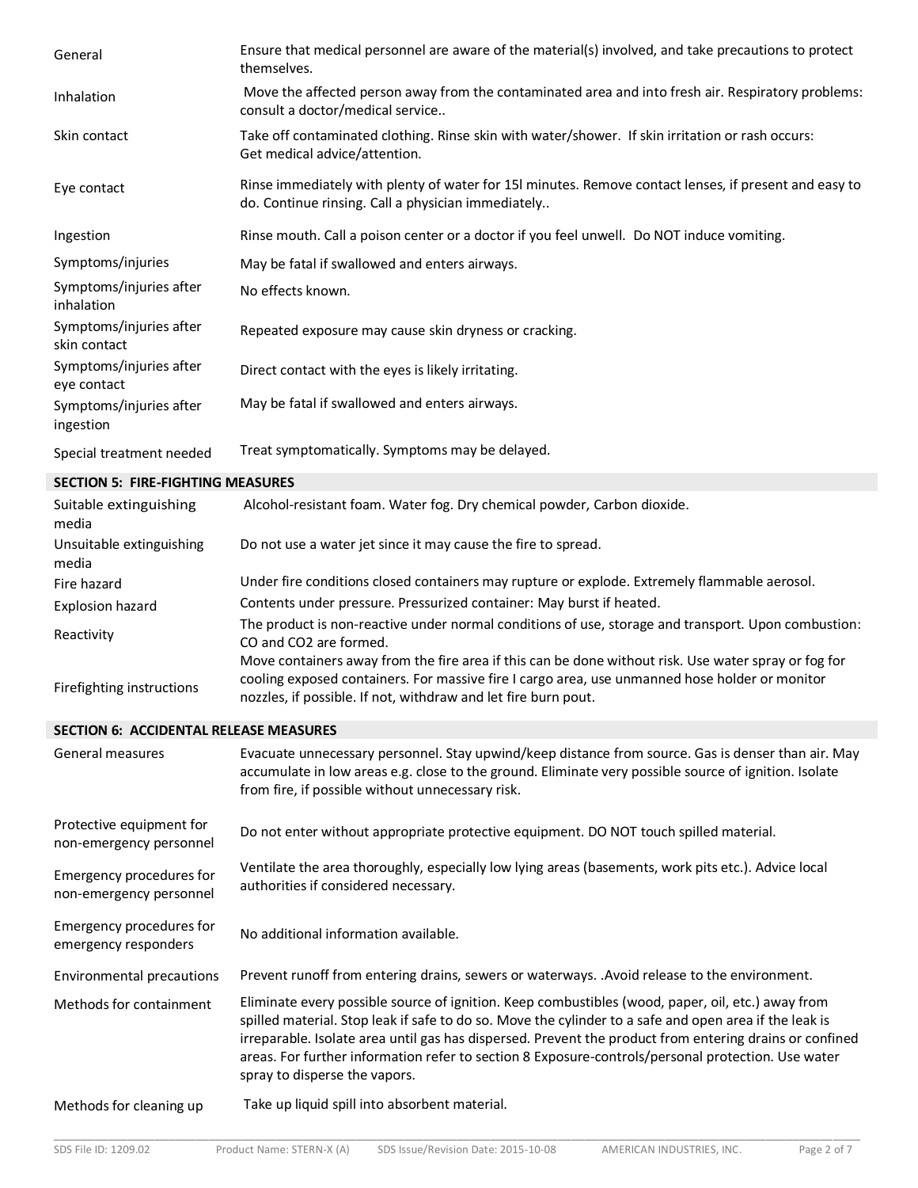| | |
|---|---|
| General | Ensure that medical personnel are aware of the material(s) involved, and take precautions to protect themselves. |
| Inhalation | Move the affected person away from the contaminated area and into fresh air. Respiratory problems: consult a doctor/medical service.. |
| Skin contact | Take off contaminated clothing. Rinse skin with water/shower. If skin irritation or rash occurs: Get medical advice/attention. |
| Eye contact | Rinse immediately with plenty of water for 15l minutes. Remove contact lenses, if present and easy to do. Continue rinsing. Call a physician immediately.. |
| Ingestion | Rinse mouth. Call a poison center or a doctor if you feel unwell. Do NOT induce vomiting. |
| Symptoms/injuries | May be fatal if swallowed and enters airways. |
| Symptoms/injuries after inhalation | No effects known. |
| Symptoms/injuries after skin contact | Repeated exposure may cause skin dryness or cracking. |
| Symptoms/injuries after eye contact | Direct contact with the eyes is likely irritating. |
| Symptoms/injuries after ingestion | May be fatal if swallowed and enters airways. |
| Special treatment needed | Treat symptomatically. Symptoms may be delayed. |

## SECTION 5: FIRE-FIGHTING MEASURES

| | |
|---|---|
| Suitable extinguishing media | Alcohol-resistant foam. Water fog. Dry chemical powder, Carbon dioxide. |
| Unsuitable extinguishing media | Do not use a water jet since it may cause the fire to spread. |
| Fire hazard | Under fire conditions closed containers may rupture or explode. Extremely flammable aerosol. |
| Explosion hazard | Contents under pressure. Pressurized container: May burst if heated. |
| Reactivity | The product is non-reactive under normal conditions of use, storage and transport. Upon combustion: CO and CO2 are formed. |
| Firefighting instructions | Move containers away from the fire area if this can be done without risk. Use water spray or fog for cooling exposed containers. For massive fire I cargo area, use unmanned hose holder or monitor nozzles, if possible. If not, withdraw and let fire burn pout. |

## SECTION 6: ACCIDENTAL RELEASE MEASURES

| | |
|---|---|
| General measures | Evacuate unnecessary personnel. Stay upwind/keep distance from source. Gas is denser than air. May accumulate in low areas e.g. close to the ground. Eliminate very possible source of ignition. Isolate from fire, if possible without unnecessary risk. |
| Protective equipment for non-emergency personnel | Do not enter without appropriate protective equipment. DO NOT touch spilled material. |
| Emergency procedures for non-emergency personnel | Ventilate the area thoroughly, especially low lying areas (basements, work pits etc.). Advice local authorities if considered necessary. |
| Emergency procedures for emergency responders | No additional information available. |
| Environmental precautions | Prevent runoff from entering drains, sewers or waterways. .Avoid release to the environment. |
| Methods for containment | Eliminate every possible source of ignition. Keep combustibles (wood, paper, oil, etc.) away from spilled material. Stop leak if safe to do so. Move the cylinder to a safe and open area if the leak is irreparable. Isolate area until gas has dispersed. Prevent the product from entering drains or confined areas. For further information refer to section 8 Exposure-controls/personal protection. Use water spray to disperse the vapors. |
| Methods for cleaning up | Take up liquid spill into absorbent material. |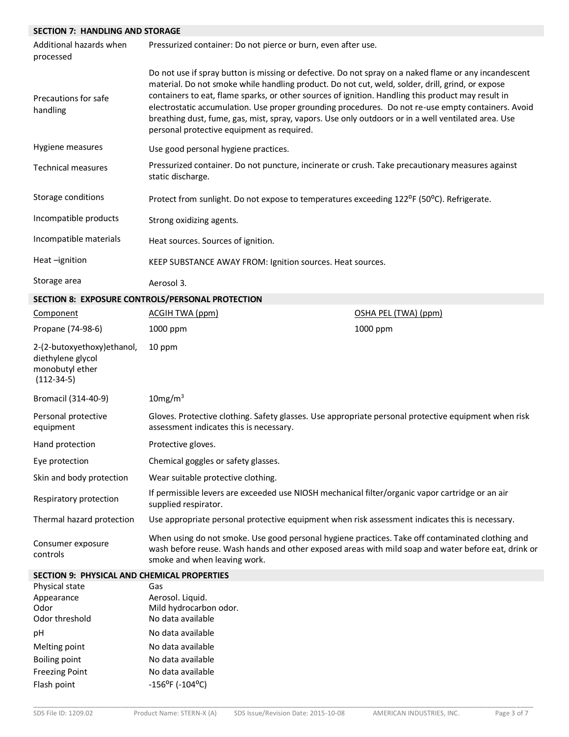## SECTION 7: HANDLING AND STORAGE

| | |
|---|---|
| Additional hazards when processed | Pressurized container: Do not pierce or burn, even after use. |
| Precautions for safe handling | Do not use if spray button is missing or defective. Do not spray on a naked flame or any incandescent material. Do not smoke while handling product. Do not cut, weld, solder, drill, grind, or expose containers to eat, flame sparks, or other sources of ignition. Handling this product may result in electrostatic accumulation. Use proper grounding procedures. Do not re-use empty containers. Avoid breathing dust, fume, gas, mist, spray, vapors. Use only outdoors or in a well ventilated area. Use personal protective equipment as required. |
| Hygiene measures | Use good personal hygiene practices. |
| Technical measures | Pressurized container. Do not puncture, incinerate or crush. Take precautionary measures against static discharge. |
| Storage conditions | Protect from sunlight. Do not expose to temperatures exceeding 122ºF (50ºC). Refrigerate. |
| Incompatible products | Strong oxidizing agents. |
| Incompatible materials | Heat sources. Sources of ignition. |
| Heat –ignition | KEEP SUBSTANCE AWAY FROM: Ignition sources. Heat sources. |
| Storage area | Aerosol 3. |

## SECTION 8: EXPOSURE CONTROLS/PERSONAL PROTECTION

| Component | ACGIH TWA (ppm) | OSHA PEL (TWA) (ppm) |
|---|---|---|
| Propane (74-98-6) | 1000 ppm | 1000 ppm |
| 2-(2-butoxyethoxy)ethanol, diethylene glycol monobutyl ether (112-34-5) | 10 ppm | |
| Bromacil (314-40-9) | 10mg/m$^3$ | |

| | |
|---|---|
| Personal protective equipment | Gloves. Protective clothing. Safety glasses. Use appropriate personal protective equipment when risk assessment indicates this is necessary. |
| Hand protection | Protective gloves. |
| Eye protection | Chemical goggles or safety glasses. |
| Skin and body protection | Wear suitable protective clothing. |
| Respiratory protection | If permissible levers are exceeded use NIOSH mechanical filter/organic vapor cartridge or an air supplied respirator. |
| Thermal hazard protection | Use appropriate personal protective equipment when risk assessment indicates this is necessary. |
| Consumer exposure controls | When using do not smoke. Use good personal hygiene practices. Take off contaminated clothing and wash before reuse. Wash hands and other exposed areas with mild soap and water before eat, drink or smoke and when leaving work. |

## SECTION 9: PHYSICAL AND CHEMICAL PROPERTIES

| | |
|---|---|
| Physical state | Gas |
| Appearance | Aerosol. Liquid. |
| Odor | Mild hydrocarbon odor. |
| Odor threshold | No data available |
| pH | No data available |
| Melting point | No data available |
| Boiling point | No data available |
| Freezing Point | No data available |
| Flash point | -156ºF (-104ºC) |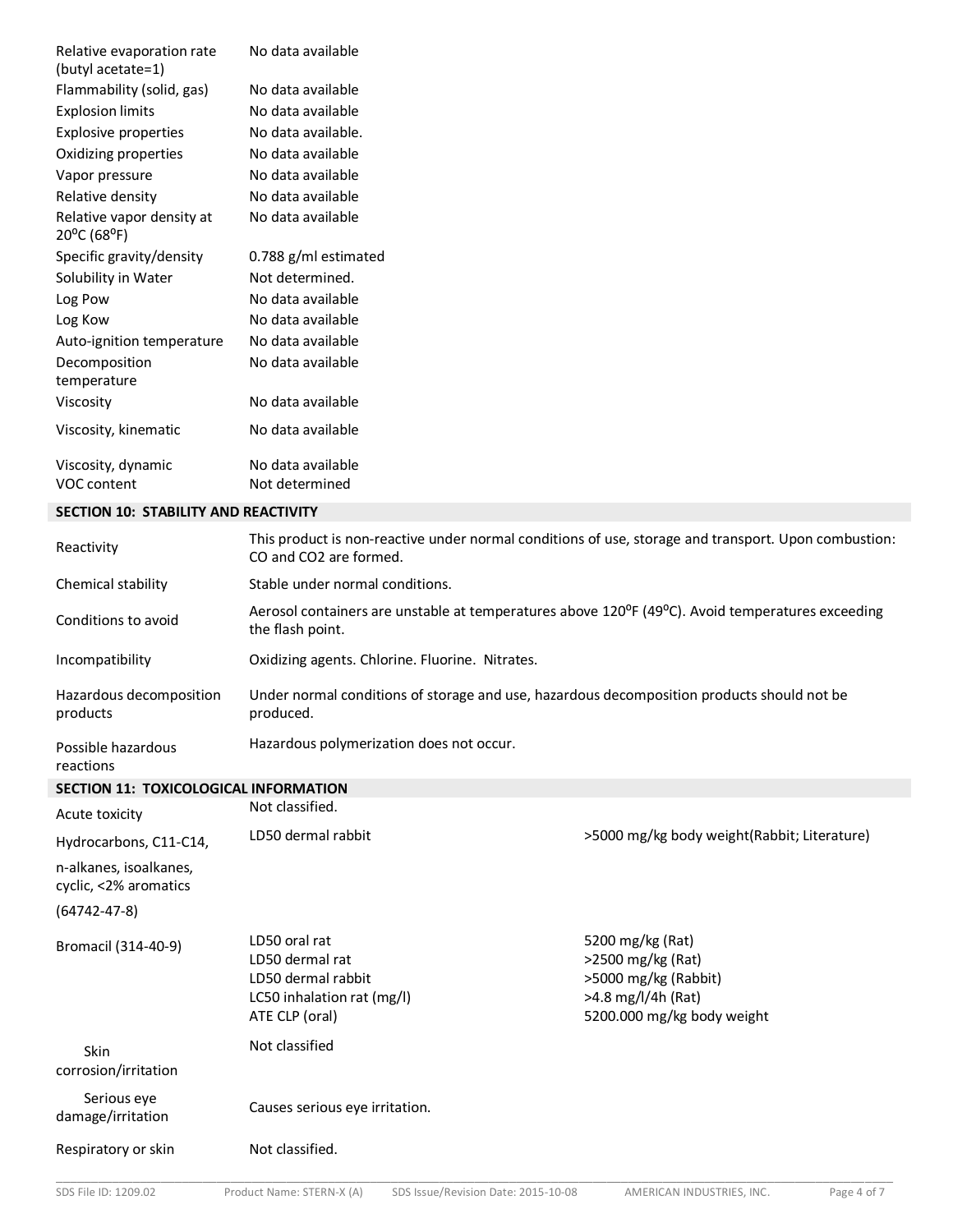| | |
|---|---|
| Relative evaporation rate (butyl acetate=1) | No data available |
| Flammability (solid, gas) | No data available |
| Explosion limits | No data available |
| Explosive properties | No data available. |
| Oxidizing properties | No data available |
| Vapor pressure | No data available |
| Relative density | No data available |
| Relative vapor density at 20ºC (68ºF) | No data available |
| Specific gravity/density | 0.788 g/ml estimated |
| Solubility in Water | Not determined. |
| Log Pow | No data available |
| Log Kow | No data available |
| Auto-ignition temperature | No data available |
| Decomposition temperature | No data available |
| Viscosity | No data available |
| Viscosity, kinematic | No data available |
| Viscosity, dynamic | No data available |
| VOC content | Not determined |

## SECTION 10: STABILITY AND REACTIVITY

| | |
|---|---|
| Reactivity | This product is non-reactive under normal conditions of use, storage and transport. Upon combustion: CO and CO2 are formed. |
| Chemical stability | Stable under normal conditions. |
| Conditions to avoid | Aerosol containers are unstable at temperatures above 120ºF (49ºC). Avoid temperatures exceeding the flash point. |
| Incompatibility | Oxidizing agents. Chlorine. Fluorine. Nitrates. |
| Hazardous decomposition products | Under normal conditions of storage and use, hazardous decomposition products should not be produced. |
| Possible hazardous reactions | Hazardous polymerization does not occur. |

## SECTION 11: TOXICOLOGICAL INFORMATION

| | | |
|---|---|---|
| Acute toxicity | Not classified. | |
| Hydrocarbons, C11-C14, n-alkanes, isoalkanes, cyclic, <2% aromatics (64742-47-8) | LD50 dermal rabbit | >5000 mg/kg body weight(Rabbit; Literature) |
| Bromacil (314-40-9) | LD50 oral rat | 5200 mg/kg (Rat) |
| | LD50 dermal rat | >2500 mg/kg (Rat) |
| | LD50 dermal rabbit | >5000 mg/kg (Rabbit) |
| | LC50 inhalation rat (mg/l) | >4.8 mg/l/4h (Rat) |
| | ATE CLP (oral) | 5200.000 mg/kg body weight |
| Skin corrosion/irritation | Not classified | |
| Serious eye damage/irritation | Causes serious eye irritation. | |
| Respiratory or skin | Not classified. | |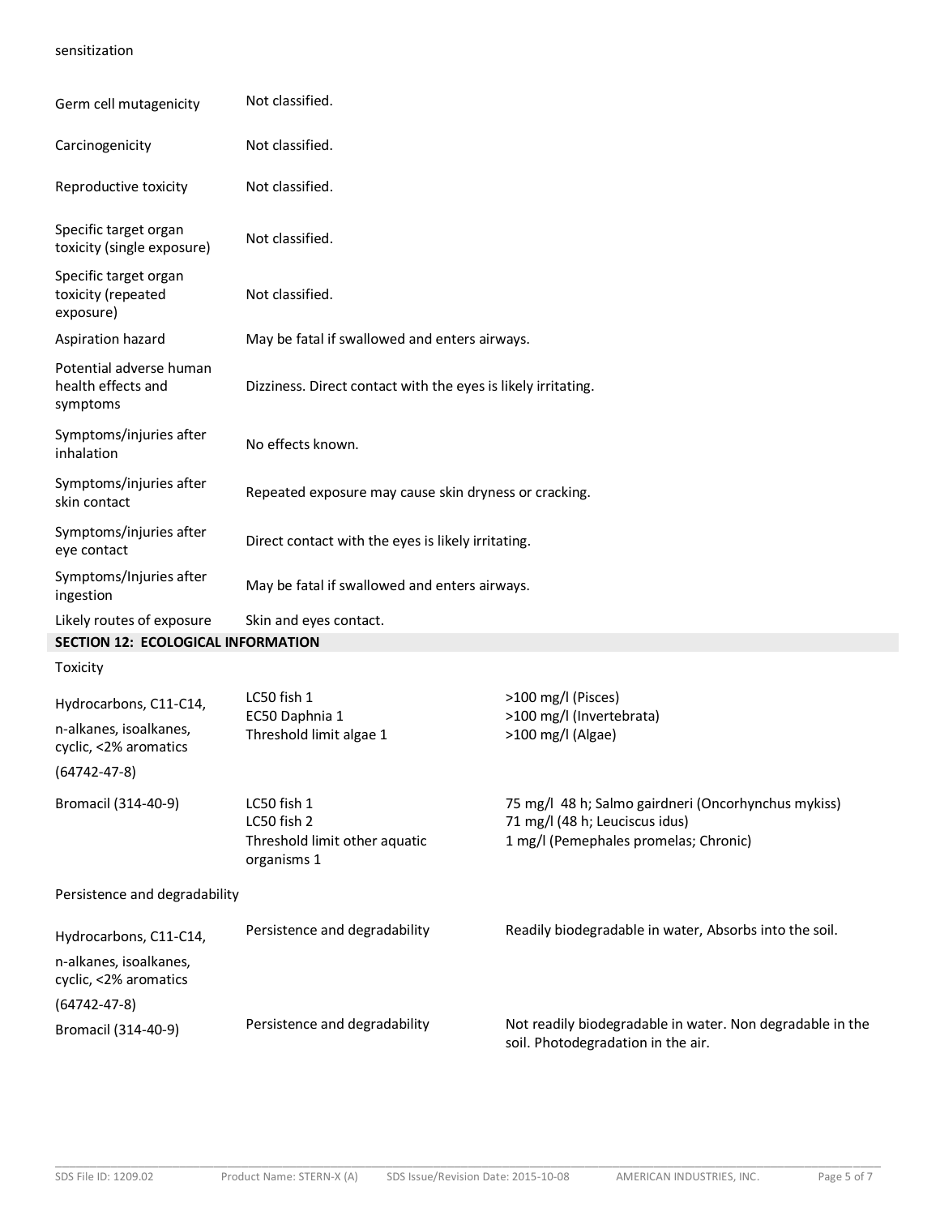sensitization

| | |
|---|---|
| Germ cell mutagenicity | Not classified. |
| Carcinogenicity | Not classified. |
| Reproductive toxicity | Not classified. |
| Specific target organ toxicity (single exposure) | Not classified. |
| Specific target organ toxicity (repeated exposure) | Not classified. |
| Aspiration hazard | May be fatal if swallowed and enters airways. |
| Potential adverse human health effects and symptoms | Dizziness. Direct contact with the eyes is likely irritating. |
| Symptoms/injuries after inhalation | No effects known. |
| Symptoms/injuries after skin contact | Repeated exposure may cause skin dryness or cracking. |
| Symptoms/injuries after eye contact | Direct contact with the eyes is likely irritating. |
| Symptoms/Injuries after ingestion | May be fatal if swallowed and enters airways. |
| Likely routes of exposure | Skin and eyes contact. |

## SECTION 12: ECOLOGICAL INFORMATION

Toxicity

| | | |
|---|---|---|
| Hydrocarbons, C11-C14, n-alkanes, isoalkanes, cyclic, <2% aromatics (64742-47-8) | LC50 fish 1<br>EC50 Daphnia 1<br>Threshold limit algae 1 | >100 mg/l (Pisces)<br>>100 mg/l (Invertebrata)<br>>100 mg/l (Algae) |
| Bromacil (314-40-9) | LC50 fish 1<br>LC50 fish 2<br>Threshold limit other aquatic organisms 1 | 75 mg/l 48 h; Salmo gairdneri (Oncorhynchus mykiss)<br>71 mg/l (48 h; Leuciscus idus)<br>1 mg/l (Pemephales promelas; Chronic) |

Persistence and degradability

| | | |
|---|---|---|
| Hydrocarbons, C11-C14, n-alkanes, isoalkanes, cyclic, <2% aromatics (64742-47-8) | Persistence and degradability | Readily biodegradable in water, Absorbs into the soil. |
| Bromacil (314-40-9) | Persistence and degradability | Not readily biodegradable in water. Non degradable in the soil. Photodegradation in the air. |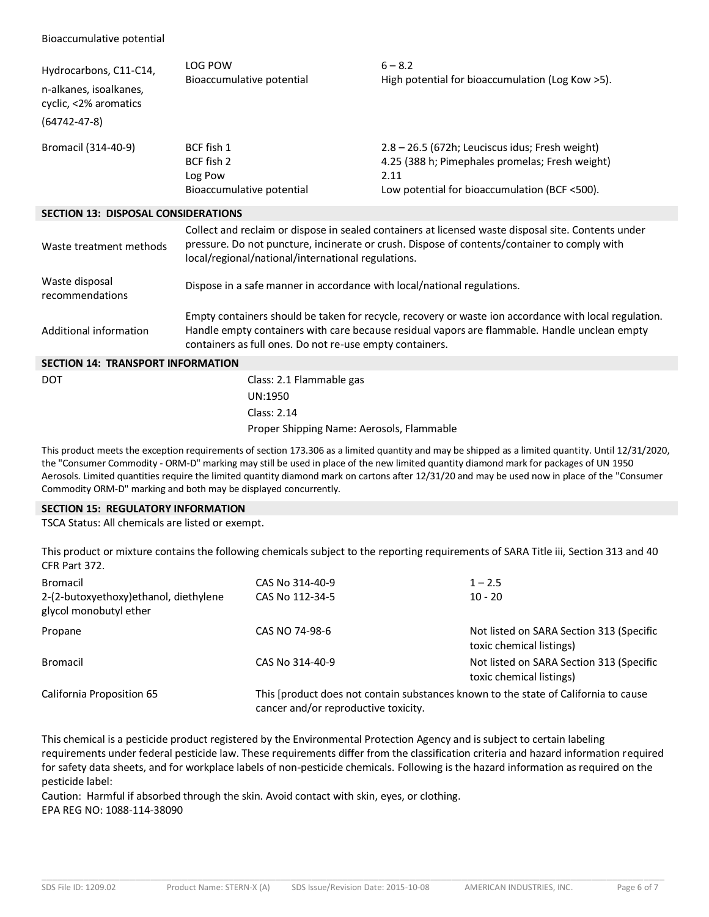Bioaccumulative potential

| | | |
|---|---|---|
| Hydrocarbons, C11-C14, n-alkanes, isoalkanes, cyclic, <2% aromatics (64742-47-8) | LOG POW<br>Bioaccumulative potential | 6 – 8.2<br>High potential for bioaccumulation (Log Kow >5). |
| Bromacil (314-40-9) | BCF fish 1<br>BCF fish 2<br>Log Pow<br>Bioaccumulative potential | 2.8 – 26.5 (672h; Leuciscus idus; Fresh weight)<br>4.25 (388 h; Pimephales promelas; Fresh weight)<br>2.11<br>Low potential for bioaccumulation (BCF <500). |

## SECTION 13: DISPOSAL CONSIDERATIONS

| | |
|---|---|
| Waste treatment methods | Collect and reclaim or dispose in sealed containers at licensed waste disposal site. Contents under pressure. Do not puncture, incinerate or crush. Dispose of contents/container to comply with local/regional/national/international regulations. |
| Waste disposal recommendations | Dispose in a safe manner in accordance with local/national regulations. |
| Additional information | Empty containers should be taken for recycle, recovery or waste ion accordance with local regulation. Handle empty containers with care because residual vapors are flammable. Handle unclean empty containers as full ones. Do not re-use empty containers. |

## SECTION 14: TRANSPORT INFORMATION

DOT

Class: 2.1 Flammable gas
UN:1950
Class: 2.14
Proper Shipping Name: Aerosols, Flammable

This product meets the exception requirements of section 173.306 as a limited quantity and may be shipped as a limited quantity. Until 12/31/2020, the "Consumer Commodity - ORM-D" marking may still be used in place of the new limited quantity diamond mark for packages of UN 1950 Aerosols. Limited quantities require the limited quantity diamond mark on cartons after 12/31/20 and may be used now in place of the "Consumer Commodity ORM-D" marking and both may be displayed concurrently.

## SECTION 15: REGULATORY INFORMATION

TSCA Status: All chemicals are listed or exempt.

This product or mixture contains the following chemicals subject to the reporting requirements of SARA Title iii, Section 313 and 40 CFR Part 372.

| | | |
|---|---|---|
| Bromacil | CAS No 314-40-9 | 1 – 2.5 |
| 2-(2-butoxyethoxy)ethanol, diethylene glycol monobutyl ether | CAS No 112-34-5 | 10 - 20 |
| Propane | CAS NO 74-98-6 | Not listed on SARA Section 313 (Specific toxic chemical listings) |
| Bromacil | CAS No 314-40-9 | Not listed on SARA Section 313 (Specific toxic chemical listings) |
| California Proposition 65 | This [product does not contain substances known to the state of California to cause cancer and/or reproductive toxicity. | |

This chemical is a pesticide product registered by the Environmental Protection Agency and is subject to certain labeling requirements under federal pesticide law. These requirements differ from the classification criteria and hazard information required for safety data sheets, and for workplace labels of non-pesticide chemicals. Following is the hazard information as required on the pesticide label:
Caution: Harmful if absorbed through the skin. Avoid contact with skin, eyes, or clothing.
EPA REG NO: 1088-114-38090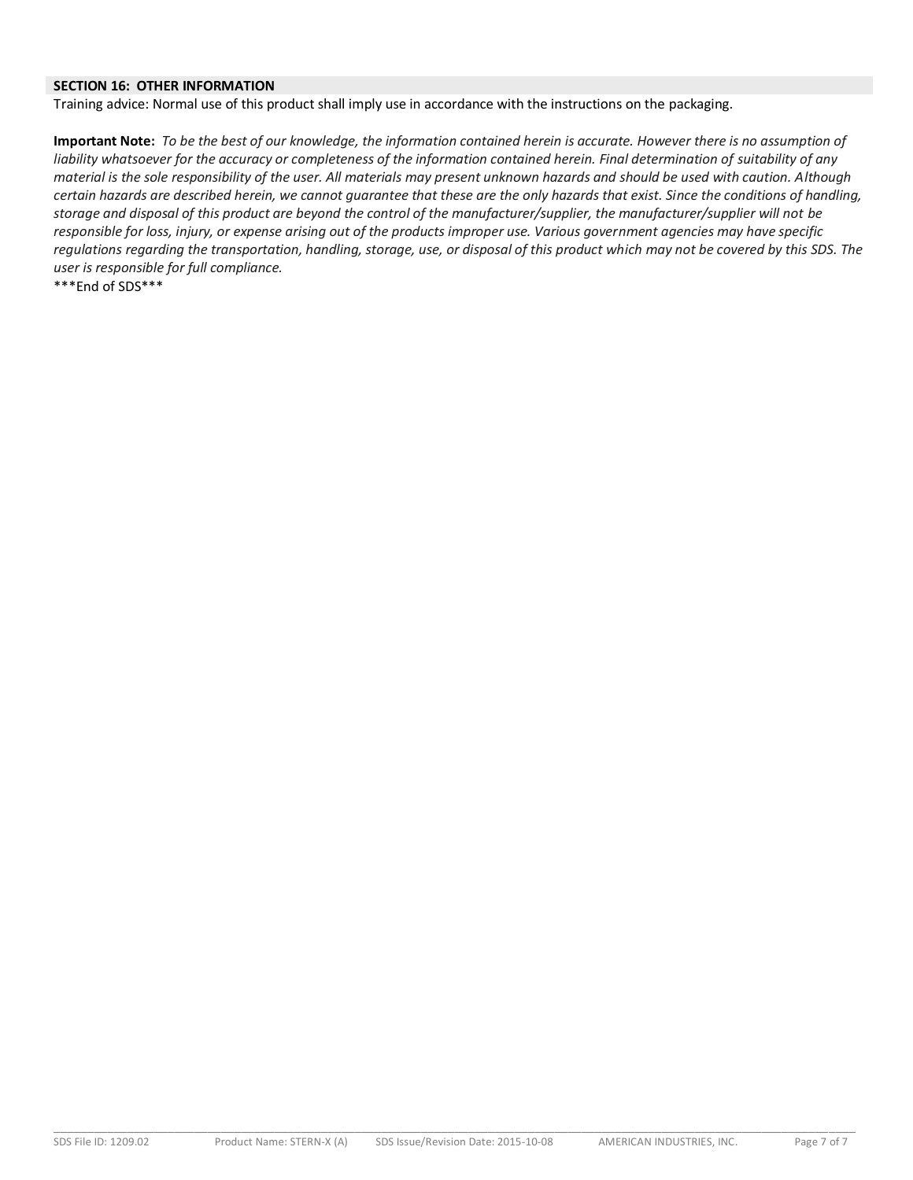## SECTION 16: OTHER INFORMATION

Training advice: Normal use of this product shall imply use in accordance with the instructions on the packaging.

**Important Note:** *To be the best of our knowledge, the information contained herein is accurate. However there is no assumption of liability whatsoever for the accuracy or completeness of the information contained herein. Final determination of suitability of any material is the sole responsibility of the user. All materials may present unknown hazards and should be used with caution. Although certain hazards are described herein, we cannot guarantee that these are the only hazards that exist. Since the conditions of handling, storage and disposal of this product are beyond the control of the manufacturer/supplier, the manufacturer/supplier will not be responsible for loss, injury, or expense arising out of the products improper use. Various government agencies may have specific regulations regarding the transportation, handling, storage, use, or disposal of this product which may not be covered by this SDS. The user is responsible for full compliance.*

***End of SDS***